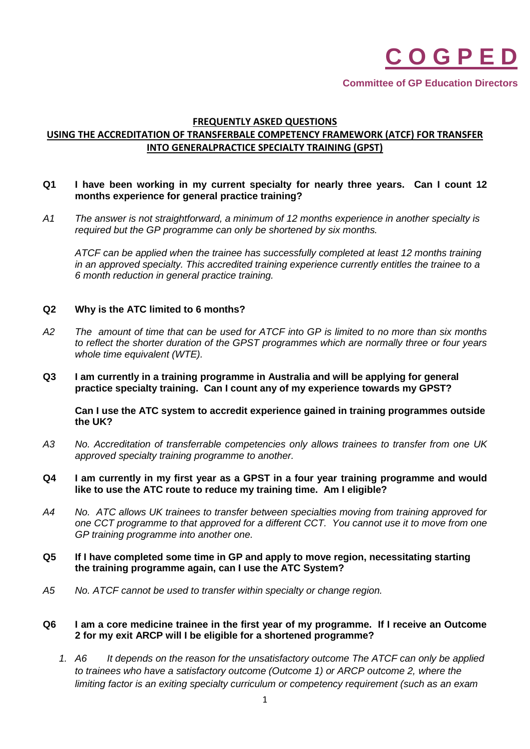# C O G P E D

**Committee of GP Education Directors**

## FREQUENTLY ASKED QUESTIONS
## USING THE ACCREDITATION OF TRANSFERBALE COMPETENCY FRAMEWORK (ATCF) FOR TRANSFER INTO GENERALPRACTICE SPECIALTY TRAINING (GPST)

**Q1 I have been working in my current specialty for nearly three years. Can I count 12 months experience for general practice training?**

*A1 The answer is not straightforward, a minimum of 12 months experience in another specialty is required but the GP programme can only be shortened by six months.*

*ATCF can be applied when the trainee has successfully completed at least 12 months training in an approved specialty. This accredited training experience currently entitles the trainee to a 6 month reduction in general practice training.*

**Q2 Why is the ATC limited to 6 months?**

*A2 The amount of time that can be used for ATCF into GP is limited to no more than six months to reflect the shorter duration of the GPST programmes which are normally three or four years whole time equivalent (WTE).*

**Q3 I am currently in a training programme in Australia and will be applying for general practice specialty training. Can I count any of my experience towards my GPST?**

**Can I use the ATC system to accredit experience gained in training programmes outside the UK?**

*A3 No. Accreditation of transferrable competencies only allows trainees to transfer from one UK approved specialty training programme to another.*

**Q4 I am currently in my first year as a GPST in a four year training programme and would like to use the ATC route to reduce my training time. Am I eligible?**

*A4 No. ATC allows UK trainees to transfer between specialties moving from training approved for one CCT programme to that approved for a different CCT. You cannot use it to move from one GP training programme into another one.*

**Q5 If I have completed some time in GP and apply to move region, necessitating starting the training programme again, can I use the ATC System?**

*A5 No. ATCF cannot be used to transfer within specialty or change region.*

**Q6 I am a core medicine trainee in the first year of my programme. If I receive an Outcome 2 for my exit ARCP will I be eligible for a shortened programme?**

1. *A6 It depends on the reason for the unsatisfactory outcome The ATCF can only be applied to trainees who have a satisfactory outcome (Outcome 1) or ARCP outcome 2, where the limiting factor is an exiting specialty curriculum or competency requirement (such as an exam*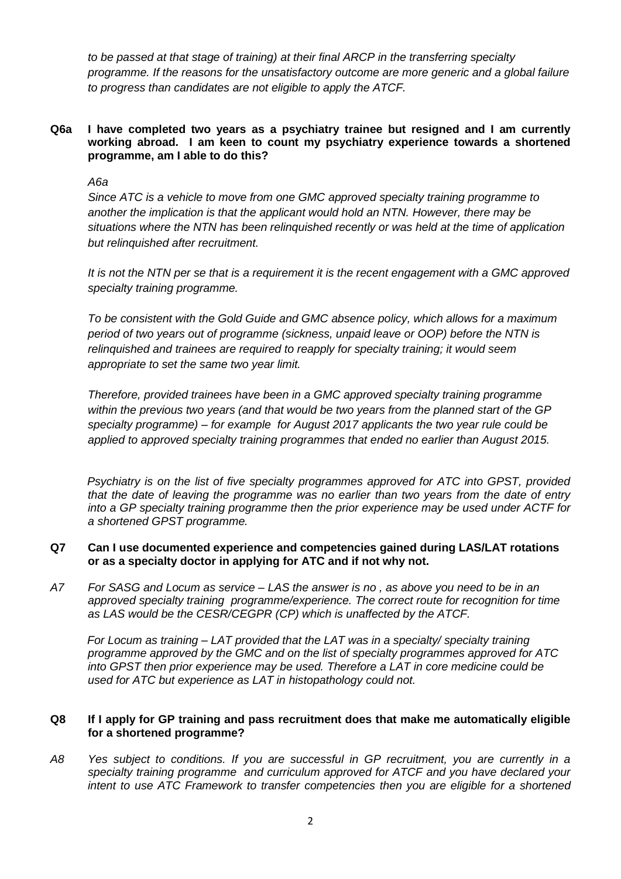*to be passed at that stage of training) at their final ARCP in the transferring specialty programme. If the reasons for the unsatisfactory outcome are more generic and a global failure to progress than candidates are not eligible to apply the ATCF.*

**Q6a I have completed two years as a psychiatry trainee but resigned and I am currently working abroad. I am keen to count my psychiatry experience towards a shortened programme, am I able to do this?**

*A6a*

*Since ATC is a vehicle to move from one GMC approved specialty training programme to another the implication is that the applicant would hold an NTN. However, there may be situations where the NTN has been relinquished recently or was held at the time of application but relinquished after recruitment.*

*It is not the NTN per se that is a requirement it is the recent engagement with a GMC approved specialty training programme.*

*To be consistent with the Gold Guide and GMC absence policy, which allows for a maximum period of two years out of programme (sickness, unpaid leave or OOP) before the NTN is relinquished and trainees are required to reapply for specialty training; it would seem appropriate to set the same two year limit.*

*Therefore, provided trainees have been in a GMC approved specialty training programme within the previous two years (and that would be two years from the planned start of the GP specialty programme) – for example for August 2017 applicants the two year rule could be applied to approved specialty training programmes that ended no earlier than August 2015.*

*Psychiatry is on the list of five specialty programmes approved for ATC into GPST, provided that the date of leaving the programme was no earlier than two years from the date of entry into a GP specialty training programme then the prior experience may be used under ACTF for a shortened GPST programme.*

**Q7 Can I use documented experience and competencies gained during LAS/LAT rotations or as a specialty doctor in applying for ATC and if not why not.**

*A7 For SASG and Locum as service – LAS the answer is no , as above you need to be in an approved specialty training programme/experience. The correct route for recognition for time as LAS would be the CESR/CEGPR (CP) which is unaffected by the ATCF.*

*For Locum as training – LAT provided that the LAT was in a specialty/ specialty training programme approved by the GMC and on the list of specialty programmes approved for ATC into GPST then prior experience may be used. Therefore a LAT in core medicine could be used for ATC but experience as LAT in histopathology could not.*

**Q8 If I apply for GP training and pass recruitment does that make me automatically eligible for a shortened programme?**

*A8 Yes subject to conditions. If you are successful in GP recruitment, you are currently in a specialty training programme and curriculum approved for ATCF and you have declared your intent to use ATC Framework to transfer competencies then you are eligible for a shortened*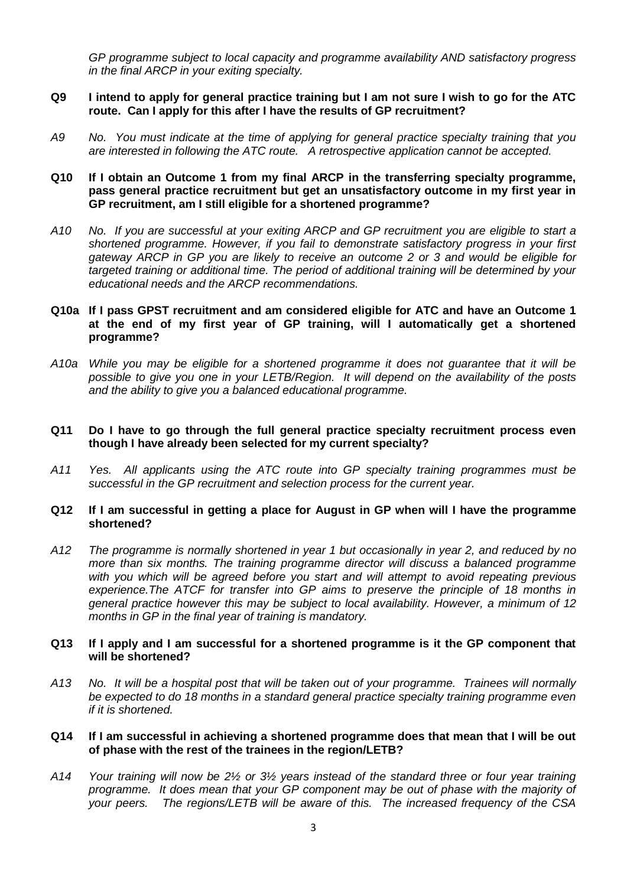*GP programme subject to local capacity and programme availability AND satisfactory progress in the final ARCP in your exiting specialty.*

**Q9 I intend to apply for general practice training but I am not sure I wish to go for the ATC route. Can I apply for this after I have the results of GP recruitment?**

*A9 No. You must indicate at the time of applying for general practice specialty training that you are interested in following the ATC route. A retrospective application cannot be accepted.*

**Q10 If I obtain an Outcome 1 from my final ARCP in the transferring specialty programme, pass general practice recruitment but get an unsatisfactory outcome in my first year in GP recruitment, am I still eligible for a shortened programme?**

*A10 No. If you are successful at your exiting ARCP and GP recruitment you are eligible to start a shortened programme. However, if you fail to demonstrate satisfactory progress in your first gateway ARCP in GP you are likely to receive an outcome 2 or 3 and would be eligible for targeted training or additional time. The period of additional training will be determined by your educational needs and the ARCP recommendations.*

**Q10a If I pass GPST recruitment and am considered eligible for ATC and have an Outcome 1 at the end of my first year of GP training, will I automatically get a shortened programme?**

*A10a While you may be eligible for a shortened programme it does not guarantee that it will be possible to give you one in your LETB/Region. It will depend on the availability of the posts and the ability to give you a balanced educational programme.*

**Q11 Do I have to go through the full general practice specialty recruitment process even though I have already been selected for my current specialty?**

*A11 Yes. All applicants using the ATC route into GP specialty training programmes must be successful in the GP recruitment and selection process for the current year.*

**Q12 If I am successful in getting a place for August in GP when will I have the programme shortened?**

*A12 The programme is normally shortened in year 1 but occasionally in year 2, and reduced by no more than six months. The training programme director will discuss a balanced programme with you which will be agreed before you start and will attempt to avoid repeating previous experience.The ATCF for transfer into GP aims to preserve the principle of 18 months in general practice however this may be subject to local availability. However, a minimum of 12 months in GP in the final year of training is mandatory.*

**Q13 If I apply and I am successful for a shortened programme is it the GP component that will be shortened?**

*A13 No. It will be a hospital post that will be taken out of your programme. Trainees will normally be expected to do 18 months in a standard general practice specialty training programme even if it is shortened.*

**Q14 If I am successful in achieving a shortened programme does that mean that I will be out of phase with the rest of the trainees in the region/LETB?**

*A14 Your training will now be 2½ or 3½ years instead of the standard three or four year training programme. It does mean that your GP component may be out of phase with the majority of your peers. The regions/LETB will be aware of this. The increased frequency of the CSA*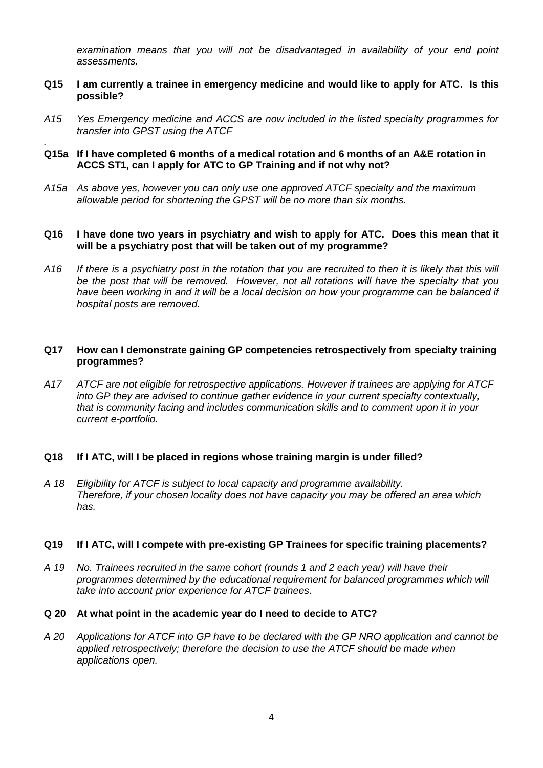*examination means that you will not be disadvantaged in availability of your end point assessments.*

**Q15 I am currently a trainee in emergency medicine and would like to apply for ATC. Is this possible?**

*A15 Yes Emergency medicine and ACCS are now included in the listed specialty programmes for transfer into GPST using the ATCF*

.

**Q15a If I have completed 6 months of a medical rotation and 6 months of an A&E rotation in ACCS ST1, can I apply for ATC to GP Training and if not why not?**

*A15a As above yes, however you can only use one approved ATCF specialty and the maximum allowable period for shortening the GPST will be no more than six months.*

**Q16 I have done two years in psychiatry and wish to apply for ATC. Does this mean that it will be a psychiatry post that will be taken out of my programme?**

*A16 If there is a psychiatry post in the rotation that you are recruited to then it is likely that this will be the post that will be removed. However, not all rotations will have the specialty that you have been working in and it will be a local decision on how your programme can be balanced if hospital posts are removed.*

**Q17 How can I demonstrate gaining GP competencies retrospectively from specialty training programmes?**

*A17 ATCF are not eligible for retrospective applications. However if trainees are applying for ATCF into GP they are advised to continue gather evidence in your current specialty contextually, that is community facing and includes communication skills and to comment upon it in your current e-portfolio.*

**Q18 If I ATC, will I be placed in regions whose training margin is under filled?**

*A 18 Eligibility for ATCF is subject to local capacity and programme availability. Therefore, if your chosen locality does not have capacity you may be offered an area which has.*

**Q19 If I ATC, will I compete with pre-existing GP Trainees for specific training placements?**

*A 19 No. Trainees recruited in the same cohort (rounds 1 and 2 each year) will have their programmes determined by the educational requirement for balanced programmes which will take into account prior experience for ATCF trainees.*

**Q 20 At what point in the academic year do I need to decide to ATC?**

*A 20 Applications for ATCF into GP have to be declared with the GP NRO application and cannot be applied retrospectively; therefore the decision to use the ATCF should be made when applications open.*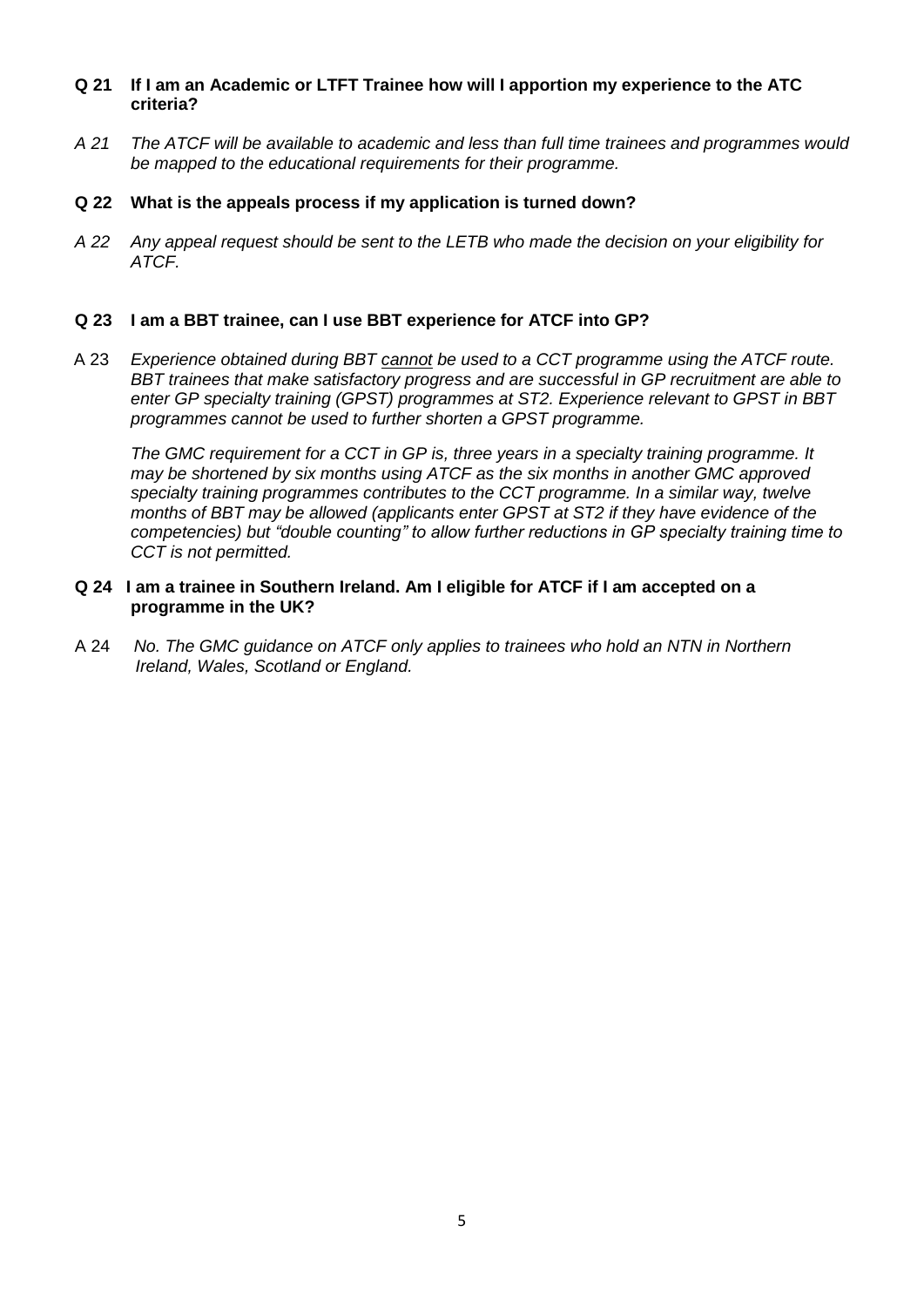**Q 21 If I am an Academic or LTFT Trainee how will I apportion my experience to the ATC criteria?**

*A 21 The ATCF will be available to academic and less than full time trainees and programmes would be mapped to the educational requirements for their programme.*

**Q 22 What is the appeals process if my application is turned down?**

*A 22 Any appeal request should be sent to the LETB who made the decision on your eligibility for ATCF.*

**Q 23 I am a BBT trainee, can I use BBT experience for ATCF into GP?**

A 23 *Experience obtained during BBT <u>cannot</u> be used to a CCT programme using the ATCF route. BBT trainees that make satisfactory progress and are successful in GP recruitment are able to enter GP specialty training (GPST) programmes at ST2. Experience relevant to GPST in BBT programmes cannot be used to further shorten a GPST programme.*

*The GMC requirement for a CCT in GP is, three years in a specialty training programme. It may be shortened by six months using ATCF as the six months in another GMC approved specialty training programmes contributes to the CCT programme. In a similar way, twelve months of BBT may be allowed (applicants enter GPST at ST2 if they have evidence of the competencies) but "double counting" to allow further reductions in GP specialty training time to CCT is not permitted.*

**Q 24 I am a trainee in Southern Ireland. Am I eligible for ATCF if I am accepted on a programme in the UK?**

A 24 *No. The GMC guidance on ATCF only applies to trainees who hold an NTN in Northern Ireland, Wales, Scotland or England.*